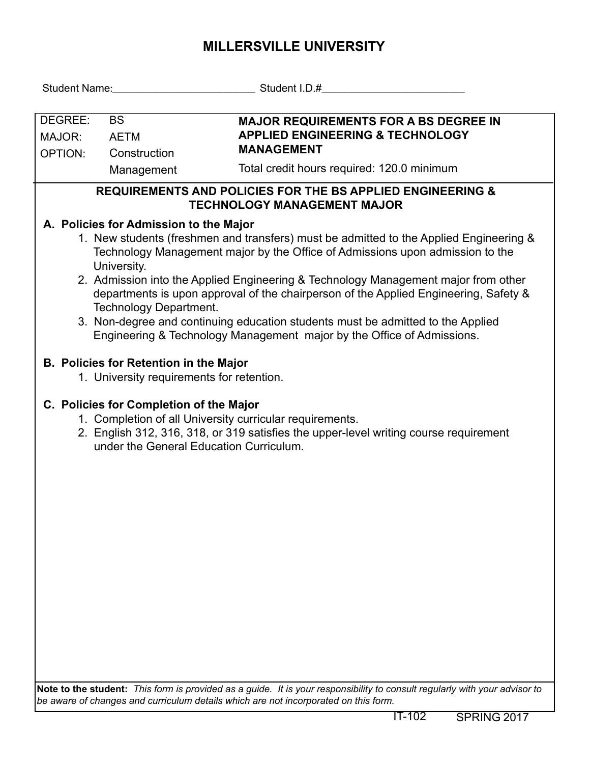# MILLERSVILLE UNIVERSITY

Student Name:_________________________ Student I.D.#_________________________

| DEGREE: | BS | **MAJOR REQUIREMENTS FOR A BS DEGREE IN APPLIED ENGINEERING & TECHNOLOGY MANAGEMENT** |
|---|---|---|
| MAJOR: | AETM | |
| OPTION: | Construction Management | Total credit hours required: 120.0 minimum |

## REQUIREMENTS AND POLICIES FOR THE BS APPLIED ENGINEERING & TECHNOLOGY MANAGEMENT MAJOR

### A. Policies for Admission to the Major

1. New students (freshmen and transfers) must be admitted to the Applied Engineering & Technology Management major by the Office of Admissions upon admission to the University.
2. Admission into the Applied Engineering & Technology Management major from other departments is upon approval of the chairperson of the Applied Engineering, Safety & Technology Department.
3. Non-degree and continuing education students must be admitted to the Applied Engineering & Technology Management major by the Office of Admissions.

### B. Policies for Retention in the Major

1. University requirements for retention.

### C. Policies for Completion of the Major

1. Completion of all University curricular requirements.
2. English 312, 316, 318, or 319 satisfies the upper-level writing course requirement under the General Education Curriculum.

**Note to the student:** *This form is provided as a guide. It is your responsibility to consult regularly with your advisor to be aware of changes and curriculum details which are not incorporated on this form.*

IT-102 SPRING 2017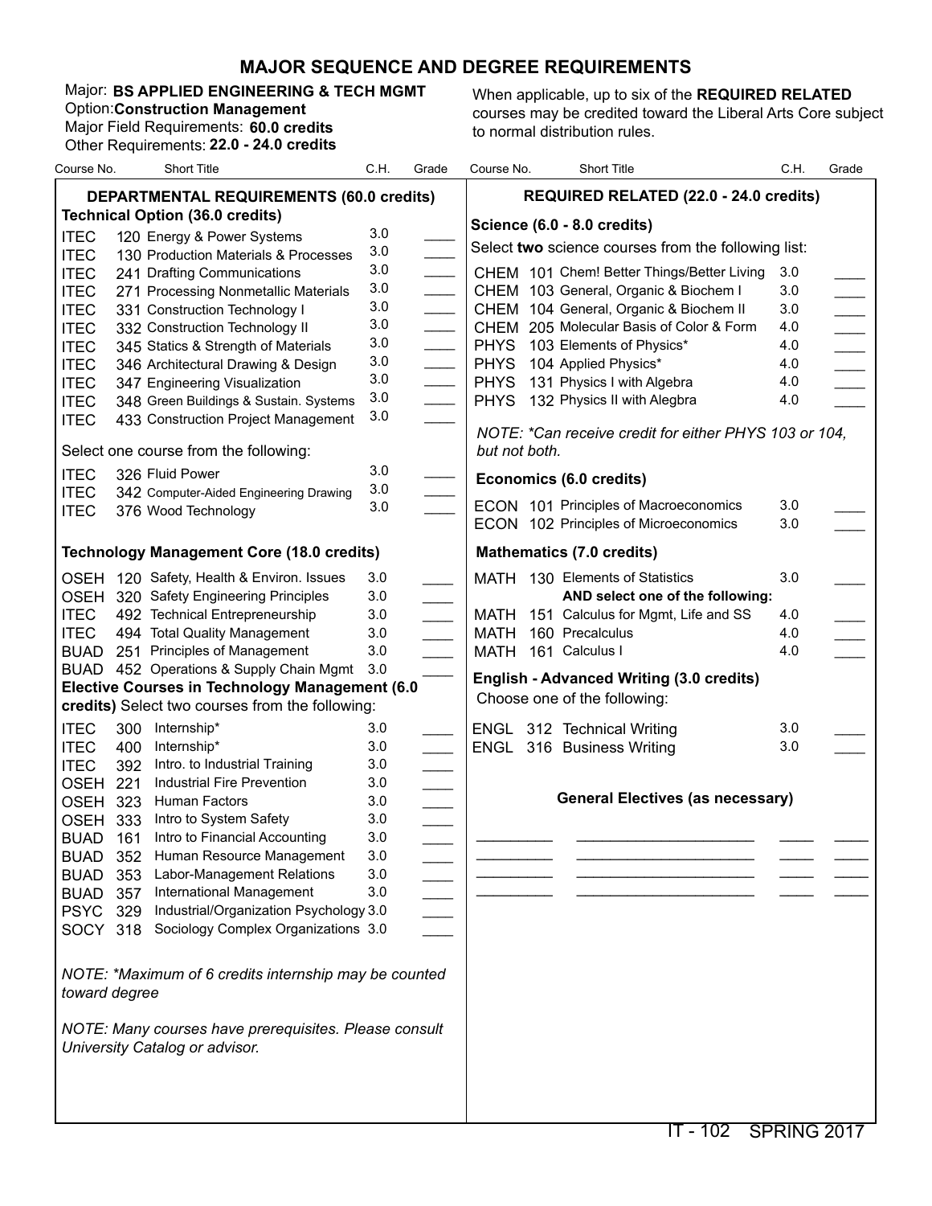# MAJOR SEQUENCE AND DEGREE REQUIREMENTS

Major: **BS APPLIED ENGINEERING & TECH MGMT**
Option: **Construction Management**
Major Field Requirements: **60.0 credits**
Other Requirements: **22.0 - 24.0 credits**

When applicable, up to six of the **REQUIRED RELATED** courses may be credited toward the Liberal Arts Core subject to normal distribution rules.

## DEPARTMENTAL REQUIREMENTS (60.0 credits)

### Technical Option (36.0 credits)

| Course No. | | Short Title | C.H. | Grade |
|---|---|---|---|---|
| ITEC | 120 | Energy & Power Systems | 3.0 | ____ |
| ITEC | 130 | Production Materials & Processes | 3.0 | ____ |
| ITEC | 241 | Drafting Communications | 3.0 | ____ |
| ITEC | 271 | Processing Nonmetallic Materials | 3.0 | ____ |
| ITEC | 331 | Construction Technology I | 3.0 | ____ |
| ITEC | 332 | Construction Technology II | 3.0 | ____ |
| ITEC | 345 | Statics & Strength of Materials | 3.0 | ____ |
| ITEC | 346 | Architectural Drawing & Design | 3.0 | ____ |
| ITEC | 347 | Engineering Visualization | 3.0 | ____ |
| ITEC | 348 | Green Buildings & Sustain. Systems | 3.0 | ____ |
| ITEC | 433 | Construction Project Management | 3.0 | ____ |

Select one course from the following:

| Course No. | | Short Title | C.H. | Grade |
|---|---|---|---|---|
| ITEC | 326 | Fluid Power | 3.0 | ____ |
| ITEC | 342 | Computer-Aided Engineering Drawing | 3.0 | ____ |
| ITEC | 376 | Wood Technology | 3.0 | ____ |

### Technology Management Core (18.0 credits)

| Course No. | | Short Title | C.H. | Grade |
|---|---|---|---|---|
| OSEH | 120 | Safety, Health & Environ. Issues | 3.0 | ____ |
| OSEH | 320 | Safety Engineering Principles | 3.0 | ____ |
| ITEC | 492 | Technical Entrepreneurship | 3.0 | ____ |
| ITEC | 494 | Total Quality Management | 3.0 | ____ |
| BUAD | 251 | Principles of Management | 3.0 | ____ |
| BUAD | 452 | Operations & Supply Chain Mgmt | 3.0 | ____ |

### Elective Courses in Technology Management (6.0 credits)

Select two courses from the following:

| Course No. | | Short Title | C.H. | Grade |
|---|---|---|---|---|
| ITEC | 300 | Internship* | 3.0 | ____ |
| ITEC | 400 | Internship* | 3.0 | ____ |
| ITEC | 392 | Intro. to Industrial Training | 3.0 | ____ |
| OSEH | 221 | Industrial Fire Prevention | 3.0 | ____ |
| OSEH | 323 | Human Factors | 3.0 | ____ |
| OSEH | 333 | Intro to System Safety | 3.0 | ____ |
| BUAD | 161 | Intro to Financial Accounting | 3.0 | ____ |
| BUAD | 352 | Human Resource Management | 3.0 | ____ |
| BUAD | 353 | Labor-Management Relations | 3.0 | ____ |
| BUAD | 357 | International Management | 3.0 | ____ |
| PSYC | 329 | Industrial/Organization Psychology | 3.0 | ____ |
| SOCY | 318 | Sociology Complex Organizations | 3.0 | ____ |

*NOTE: \*Maximum of 6 credits internship may be counted toward degree*

*NOTE: Many courses have prerequisites. Please consult University Catalog or advisor.*

## REQUIRED RELATED (22.0 - 24.0 credits)

### Science (6.0 - 8.0 credits)

Select **two** science courses from the following list:

| Course No. | | Short Title | C.H. | Grade |
|---|---|---|---|---|
| CHEM | 101 | Chem! Better Things/Better Living | 3.0 | ____ |
| CHEM | 103 | General, Organic & Biochem I | 3.0 | ____ |
| CHEM | 104 | General, Organic & Biochem II | 3.0 | ____ |
| CHEM | 205 | Molecular Basis of Color & Form | 4.0 | ____ |
| PHYS | 103 | Elements of Physics* | 4.0 | ____ |
| PHYS | 104 | Applied Physics* | 4.0 | ____ |
| PHYS | 131 | Physics I with Algebra | 4.0 | ____ |
| PHYS | 132 | Physics II with Alegbra | 4.0 | ____ |

*NOTE: \*Can receive credit for either PHYS 103 or 104, but not both.*

### Economics (6.0 credits)

| Course No. | | Short Title | C.H. | Grade |
|---|---|---|---|---|
| ECON | 101 | Principles of Macroeconomics | 3.0 | ____ |
| ECON | 102 | Principles of Microeconomics | 3.0 | ____ |

### Mathematics (7.0 credits)

| Course No. | | Short Title | C.H. | Grade |
|---|---|---|---|---|
| MATH | 130 | Elements of Statistics | 3.0 | ____ |
| | | **AND select one of the following:** | | |
| MATH | 151 | Calculus for Mgmt, Life and SS | 4.0 | ____ |
| MATH | 160 | Precalculus | 4.0 | ____ |
| MATH | 161 | Calculus I | 4.0 | ____ |

### English - Advanced Writing (3.0 credits)

Choose one of the following:

| Course No. | | Short Title | C.H. | Grade |
|---|---|---|---|---|
| ENGL | 312 | Technical Writing | 3.0 | ____ |
| ENGL | 316 | Business Writing | 3.0 | ____ |

### General Electives (as necessary)

| Course No. | Short Title | C.H. | Grade |
|---|---|---|---|
| ________ | ____________________ | ____ | ____ |
| ________ | ____________________ | ____ | ____ |
| ________ | ____________________ | ____ | ____ |
| ________ | ____________________ | ____ | ____ |

IT - 102 SPRING 2017